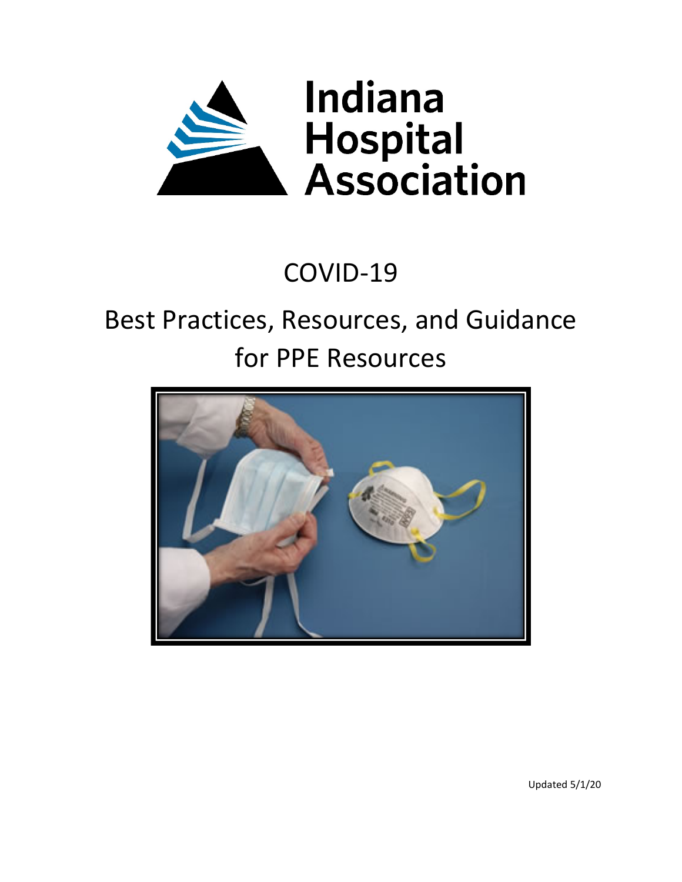Indiana Hospital Association

# COVID-19

## Best Practices, Resources, and Guidance for PPE Resources

Updated 5/1/20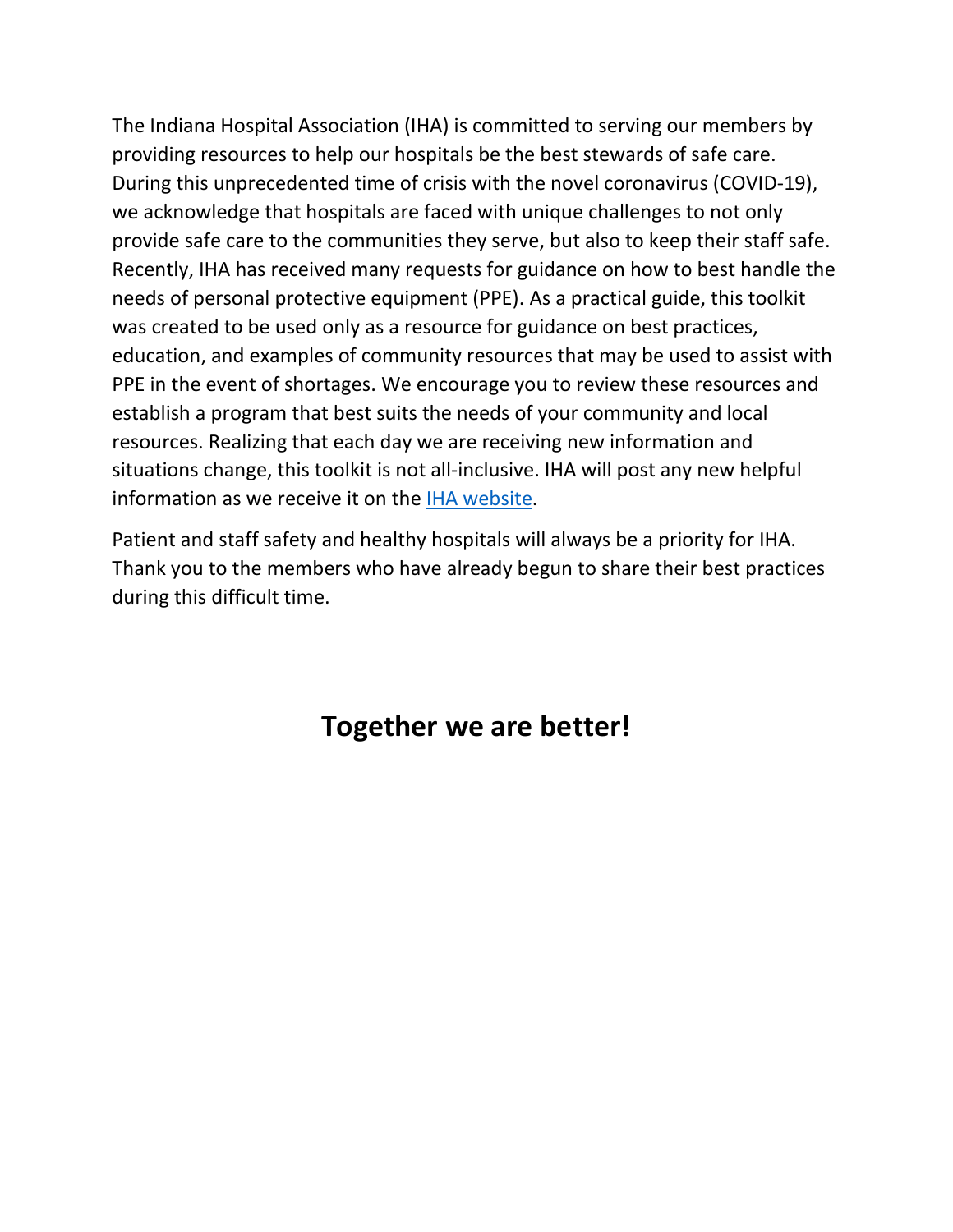The Indiana Hospital Association (IHA) is committed to serving our members by providing resources to help our hospitals be the best stewards of safe care. During this unprecedented time of crisis with the novel coronavirus (COVID-19), we acknowledge that hospitals are faced with unique challenges to not only provide safe care to the communities they serve, but also to keep their staff safe. Recently, IHA has received many requests for guidance on how to best handle the needs of personal protective equipment (PPE). As a practical guide, this toolkit was created to be used only as a resource for guidance on best practices, education, and examples of community resources that may be used to assist with PPE in the event of shortages. We encourage you to review these resources and establish a program that best suits the needs of your community and local resources. Realizing that each day we are receiving new information and situations change, this toolkit is not all-inclusive. IHA will post any new helpful information as we receive it on the IHA website.

Patient and staff safety and healthy hospitals will always be a priority for IHA. Thank you to the members who have already begun to share their best practices during this difficult time.

## Together we are better!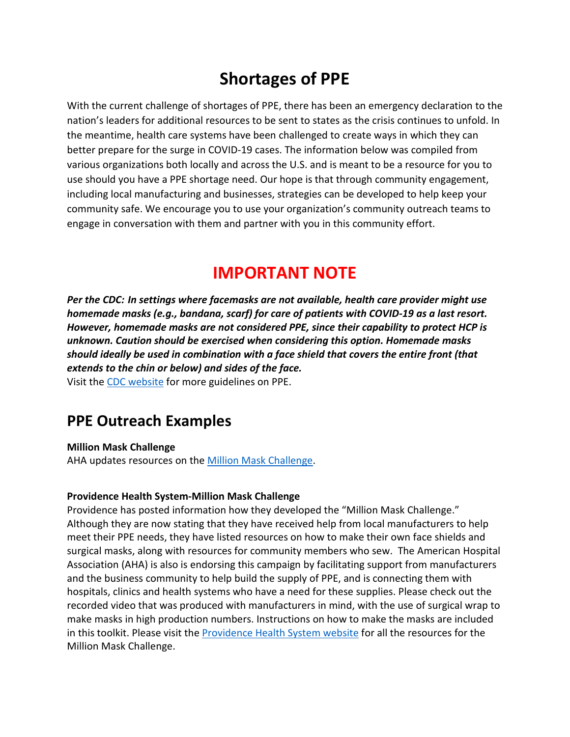# Shortages of PPE

With the current challenge of shortages of PPE, there has been an emergency declaration to the nation's leaders for additional resources to be sent to states as the crisis continues to unfold. In the meantime, health care systems have been challenged to create ways in which they can better prepare for the surge in COVID-19 cases. The information below was compiled from various organizations both locally and across the U.S. and is meant to be a resource for you to use should you have a PPE shortage need. Our hope is that through community engagement, including local manufacturing and businesses, strategies can be developed to help keep your community safe. We encourage you to use your organization's community outreach teams to engage in conversation with them and partner with you in this community effort.

# IMPORTANT NOTE

***Per the CDC: In settings where facemasks are not available, health care provider might use homemade masks (e.g., bandana, scarf) for care of patients with COVID-19 as a last resort. However, homemade masks are not considered PPE, since their capability to protect HCP is unknown. Caution should be exercised when considering this option. Homemade masks should ideally be used in combination with a face shield that covers the entire front (that extends to the chin or below) and sides of the face.***

Visit the CDC website for more guidelines on PPE.

## PPE Outreach Examples

**Million Mask Challenge**

AHA updates resources on the Million Mask Challenge.

**Providence Health System-Million Mask Challenge**

Providence has posted information how they developed the "Million Mask Challenge." Although they are now stating that they have received help from local manufacturers to help meet their PPE needs, they have listed resources on how to make their own face shields and surgical masks, along with resources for community members who sew. The American Hospital Association (AHA) is also is endorsing this campaign by facilitating support from manufacturers and the business community to help build the supply of PPE, and is connecting them with hospitals, clinics and health systems who have a need for these supplies. Please check out the recorded video that was produced with manufacturers in mind, with the use of surgical wrap to make masks in high production numbers. Instructions on how to make the masks are included in this toolkit. Please visit the Providence Health System website for all the resources for the Million Mask Challenge.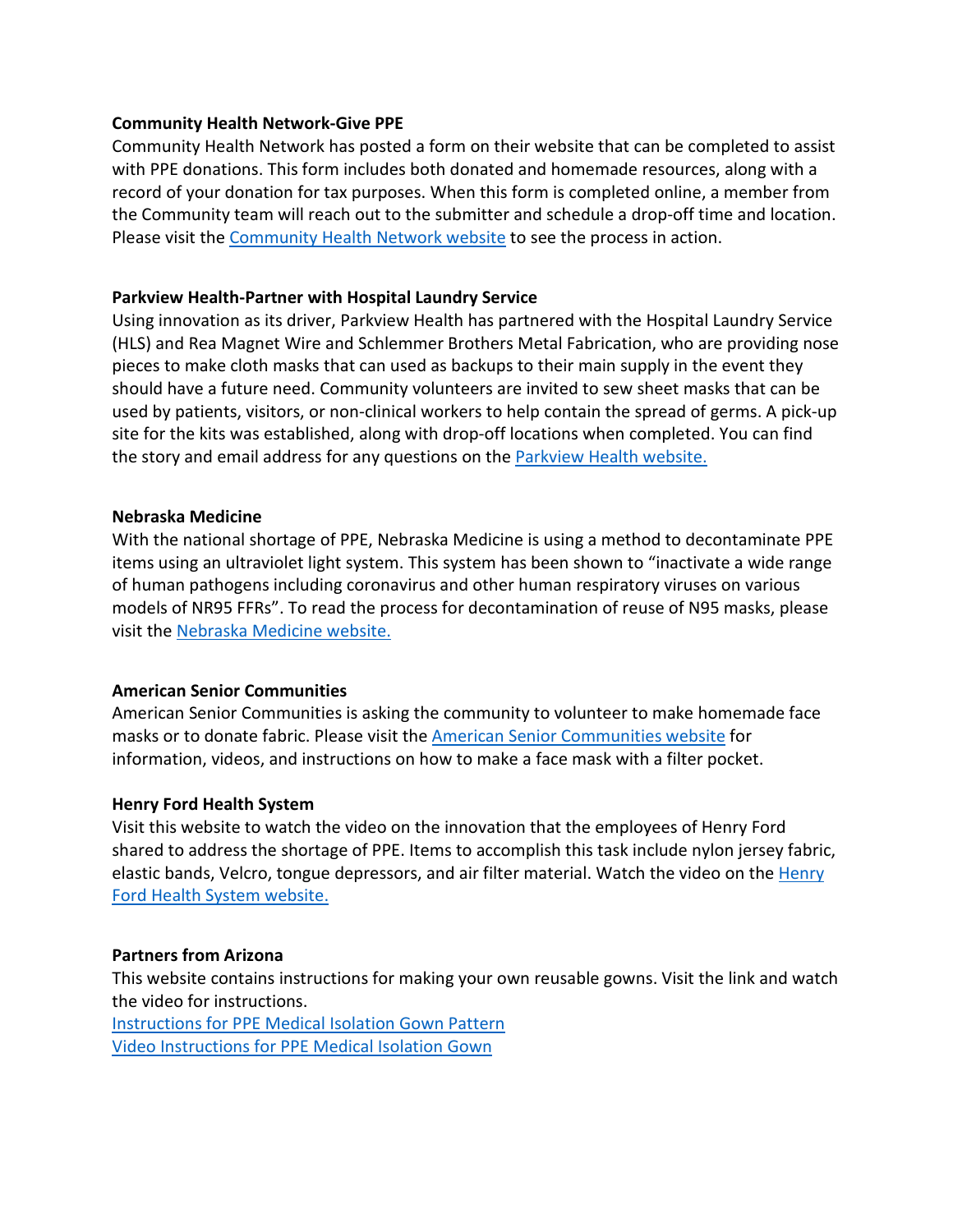**Community Health Network-Give PPE**

Community Health Network has posted a form on their website that can be completed to assist with PPE donations. This form includes both donated and homemade resources, along with a record of your donation for tax purposes. When this form is completed online, a member from the Community team will reach out to the submitter and schedule a drop-off time and location. Please visit the Community Health Network website to see the process in action.

**Parkview Health-Partner with Hospital Laundry Service**

Using innovation as its driver, Parkview Health has partnered with the Hospital Laundry Service (HLS) and Rea Magnet Wire and Schlemmer Brothers Metal Fabrication, who are providing nose pieces to make cloth masks that can used as backups to their main supply in the event they should have a future need. Community volunteers are invited to sew sheet masks that can be used by patients, visitors, or non-clinical workers to help contain the spread of germs. A pick-up site for the kits was established, along with drop-off locations when completed. You can find the story and email address for any questions on the Parkview Health website.

**Nebraska Medicine**

With the national shortage of PPE, Nebraska Medicine is using a method to decontaminate PPE items using an ultraviolet light system. This system has been shown to "inactivate a wide range of human pathogens including coronavirus and other human respiratory viruses on various models of NR95 FFRs". To read the process for decontamination of reuse of N95 masks, please visit the Nebraska Medicine website.

**American Senior Communities**

American Senior Communities is asking the community to volunteer to make homemade face masks or to donate fabric. Please visit the American Senior Communities website for information, videos, and instructions on how to make a face mask with a filter pocket.

**Henry Ford Health System**

Visit this website to watch the video on the innovation that the employees of Henry Ford shared to address the shortage of PPE. Items to accomplish this task include nylon jersey fabric, elastic bands, Velcro, tongue depressors, and air filter material. Watch the video on the Henry Ford Health System website.

**Partners from Arizona**

This website contains instructions for making your own reusable gowns. Visit the link and watch the video for instructions.

Instructions for PPE Medical Isolation Gown Pattern

Video Instructions for PPE Medical Isolation Gown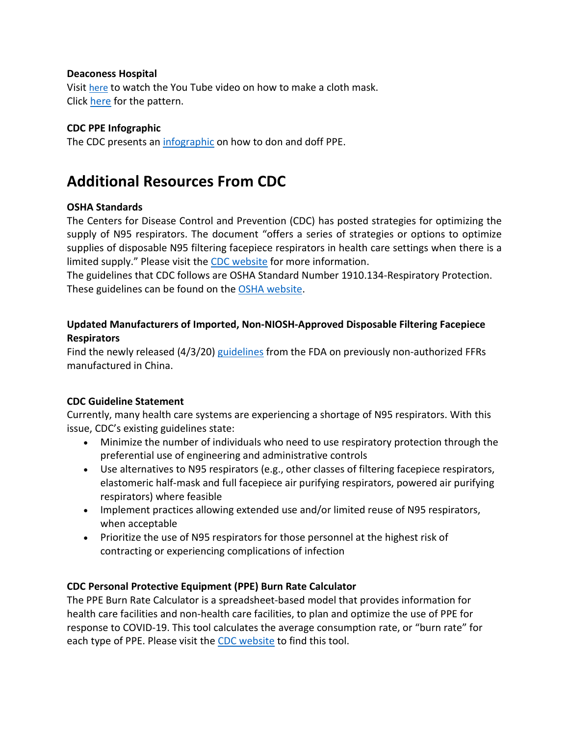**Deaconess Hospital**
Visit here to watch the You Tube video on how to make a cloth mask.
Click here for the pattern.

**CDC PPE Infographic**
The CDC presents an infographic on how to don and doff PPE.

# Additional Resources From CDC

**OSHA Standards**
The Centers for Disease Control and Prevention (CDC) has posted strategies for optimizing the supply of N95 respirators. The document "offers a series of strategies or options to optimize supplies of disposable N95 filtering facepiece respirators in health care settings when there is a limited supply." Please visit the CDC website for more information.
The guidelines that CDC follows are OSHA Standard Number 1910.134-Respiratory Protection. These guidelines can be found on the OSHA website.

**Updated Manufacturers of Imported, Non-NIOSH-Approved Disposable Filtering Facepiece Respirators**
Find the newly released (4/3/20) guidelines from the FDA on previously non-authorized FFRs manufactured in China.

**CDC Guideline Statement**
Currently, many health care systems are experiencing a shortage of N95 respirators. With this issue, CDC's existing guidelines state:

- Minimize the number of individuals who need to use respiratory protection through the preferential use of engineering and administrative controls
- Use alternatives to N95 respirators (e.g., other classes of filtering facepiece respirators, elastomeric half-mask and full facepiece air purifying respirators, powered air purifying respirators) where feasible
- Implement practices allowing extended use and/or limited reuse of N95 respirators, when acceptable
- Prioritize the use of N95 respirators for those personnel at the highest risk of contracting or experiencing complications of infection

**CDC Personal Protective Equipment (PPE) Burn Rate Calculator**
The PPE Burn Rate Calculator is a spreadsheet-based model that provides information for health care facilities and non-health care facilities, to plan and optimize the use of PPE for response to COVID-19. This tool calculates the average consumption rate, or "burn rate" for each type of PPE. Please visit the CDC website to find this tool.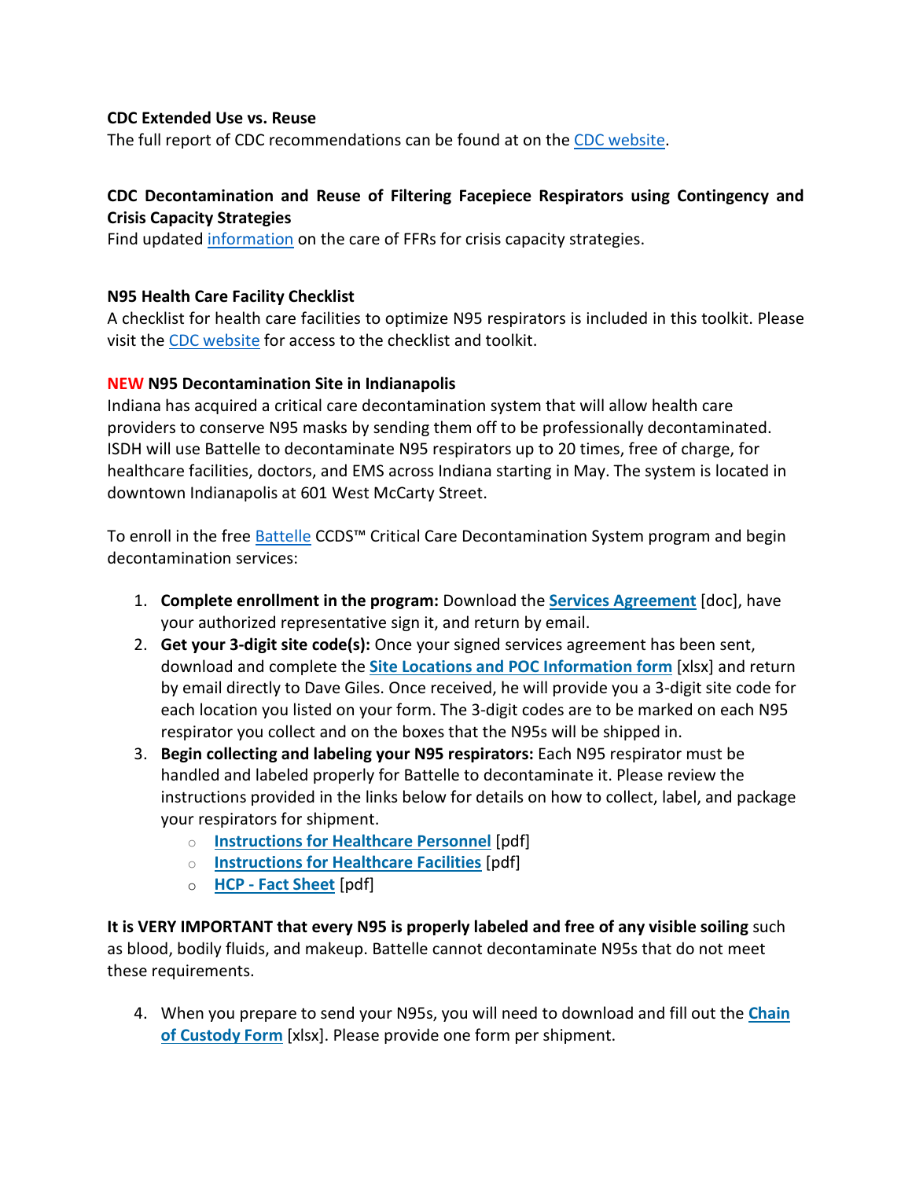**CDC Extended Use vs. Reuse**

The full report of CDC recommendations can be found at on the CDC website.

**CDC Decontamination and Reuse of Filtering Facepiece Respirators using Contingency and Crisis Capacity Strategies**

Find updated information on the care of FFRs for crisis capacity strategies.

**N95 Health Care Facility Checklist**

A checklist for health care facilities to optimize N95 respirators is included in this toolkit. Please visit the CDC website for access to the checklist and toolkit.

**NEW N95 Decontamination Site in Indianapolis**

Indiana has acquired a critical care decontamination system that will allow health care providers to conserve N95 masks by sending them off to be professionally decontaminated. ISDH will use Battelle to decontaminate N95 respirators up to 20 times, free of charge, for healthcare facilities, doctors, and EMS across Indiana starting in May. The system is located in downtown Indianapolis at 601 West McCarty Street.

To enroll in the free Battelle CCDS™ Critical Care Decontamination System program and begin decontamination services:

1. **Complete enrollment in the program:** Download the **Services Agreement** [doc], have your authorized representative sign it, and return by email.
2. **Get your 3-digit site code(s):** Once your signed services agreement has been sent, download and complete the **Site Locations and POC Information form** [xlsx] and return by email directly to Dave Giles. Once received, he will provide you a 3-digit site code for each location you listed on your form. The 3-digit codes are to be marked on each N95 respirator you collect and on the boxes that the N95s will be shipped in.
3. **Begin collecting and labeling your N95 respirators:** Each N95 respirator must be handled and labeled properly for Battelle to decontaminate it. Please review the instructions provided in the links below for details on how to collect, label, and package your respirators for shipment.
   - **Instructions for Healthcare Personnel** [pdf]
   - **Instructions for Healthcare Facilities** [pdf]
   - **HCP - Fact Sheet** [pdf]

**It is VERY IMPORTANT that every N95 is properly labeled and free of any visible soiling** such as blood, bodily fluids, and makeup. Battelle cannot decontaminate N95s that do not meet these requirements.

4. When you prepare to send your N95s, you will need to download and fill out the **Chain of Custody Form** [xlsx]. Please provide one form per shipment.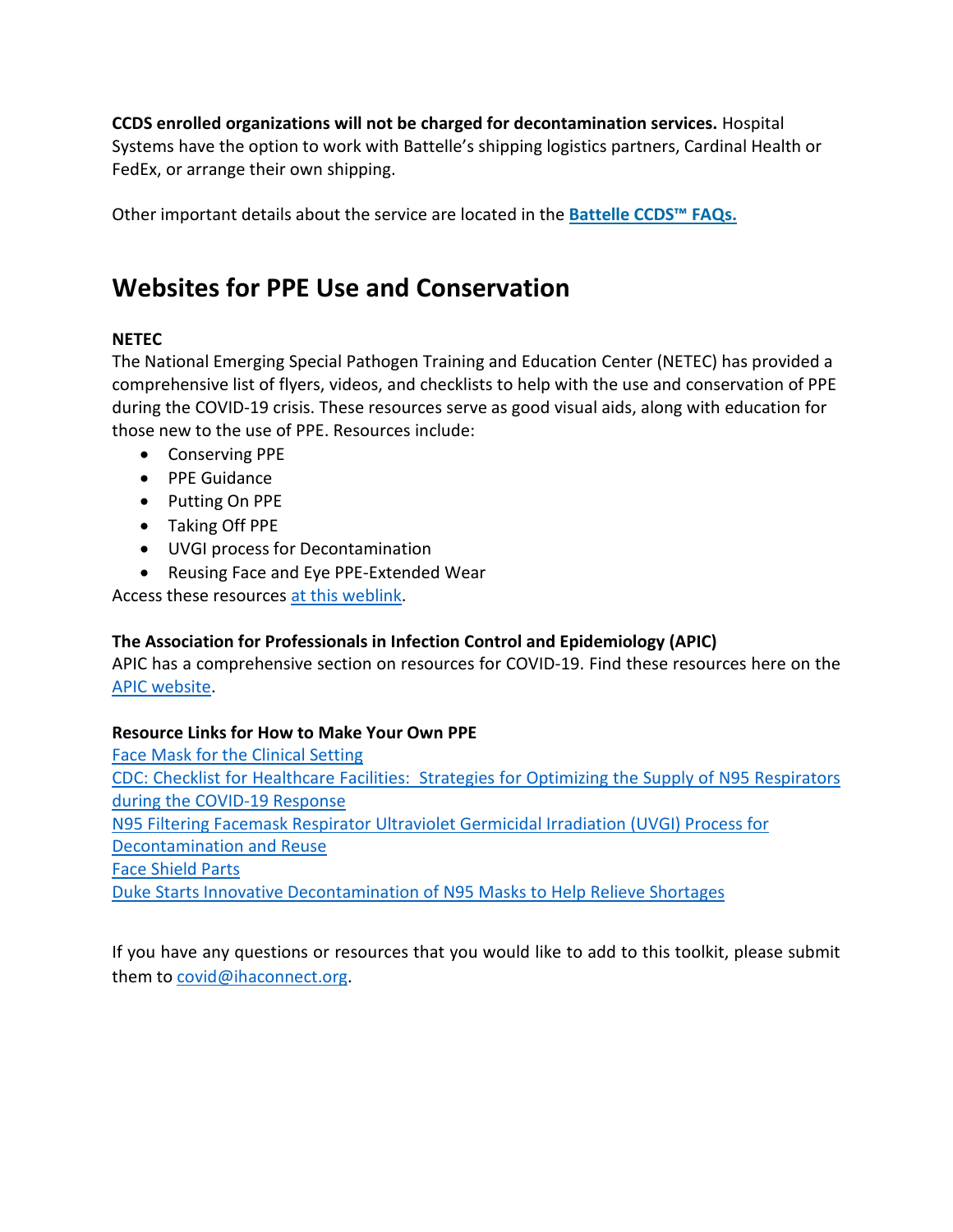**CCDS enrolled organizations will not be charged for decontamination services.** Hospital Systems have the option to work with Battelle's shipping logistics partners, Cardinal Health or FedEx, or arrange their own shipping.

Other important details about the service are located in the **Battelle CCDS™ FAQs.**

## Websites for PPE Use and Conservation

**NETEC**
The National Emerging Special Pathogen Training and Education Center (NETEC) has provided a comprehensive list of flyers, videos, and checklists to help with the use and conservation of PPE during the COVID-19 crisis. These resources serve as good visual aids, along with education for those new to the use of PPE. Resources include:

- Conserving PPE
- PPE Guidance
- Putting On PPE
- Taking Off PPE
- UVGI process for Decontamination
- Reusing Face and Eye PPE-Extended Wear

Access these resources at this weblink.

**The Association for Professionals in Infection Control and Epidemiology (APIC)**
APIC has a comprehensive section on resources for COVID-19. Find these resources here on the APIC website.

**Resource Links for How to Make Your Own PPE**
Face Mask for the Clinical Setting
CDC: Checklist for Healthcare Facilities: Strategies for Optimizing the Supply of N95 Respirators during the COVID-19 Response
N95 Filtering Facemask Respirator Ultraviolet Germicidal Irradiation (UVGI) Process for Decontamination and Reuse
Face Shield Parts
Duke Starts Innovative Decontamination of N95 Masks to Help Relieve Shortages

If you have any questions or resources that you would like to add to this toolkit, please submit them to covid@ihaconnect.org.